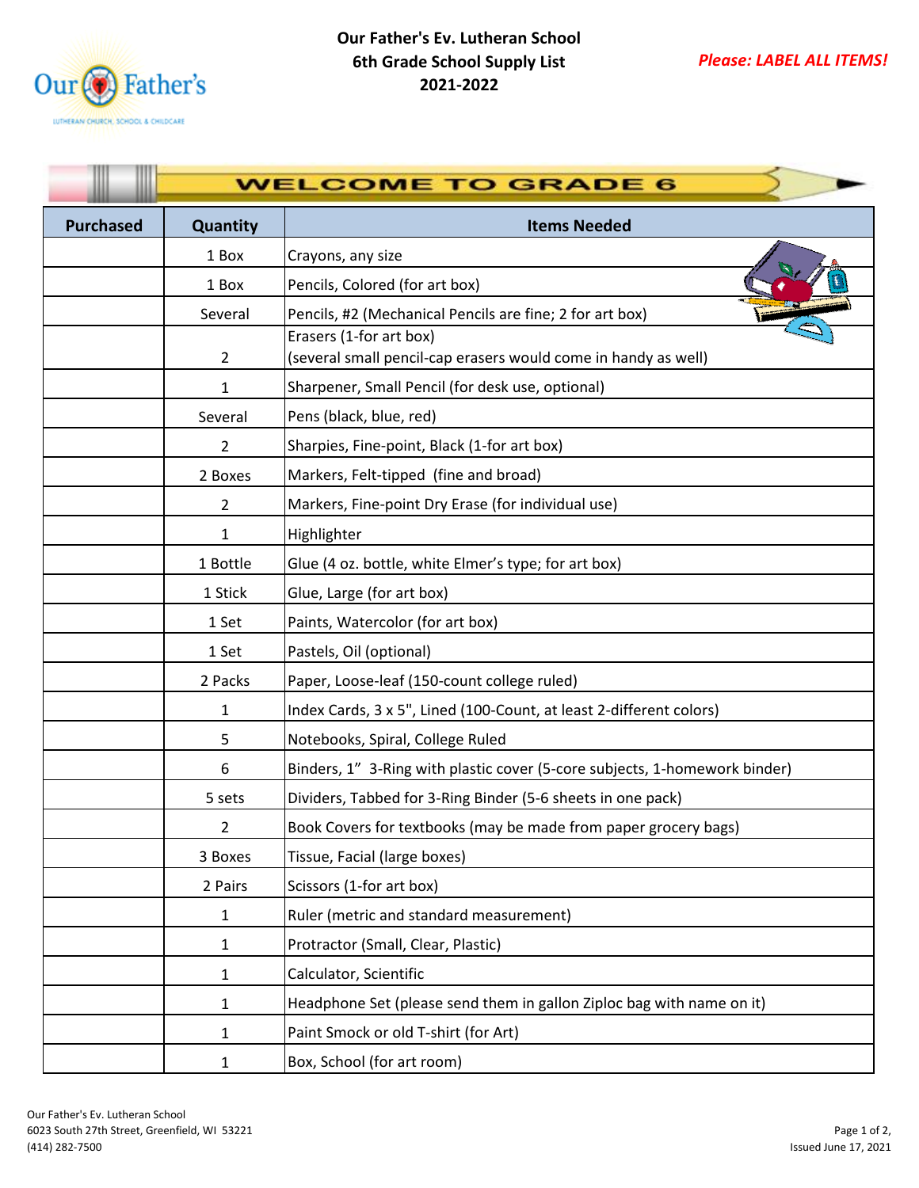# Our Father's Ev. Lutheran School
## 6th Grade School Supply List
## 2021-2022

***Please: LABEL ALL ITEMS!***

**WELCOME TO GRADE 6**

| Purchased | Quantity | Items Needed |
|---|---|---|
| | 1 Box | Crayons, any size |
| | 1 Box | Pencils, Colored (for art box) |
| | Several | Pencils, #2 (Mechanical Pencils are fine; 2 for art box) |
| | 2 | Erasers (1-for art box)<br>(several small pencil-cap erasers would come in handy as well) |
| | 1 | Sharpener, Small Pencil (for desk use, optional) |
| | Several | Pens (black, blue, red) |
| | 2 | Sharpies, Fine-point, Black (1-for art box) |
| | 2 Boxes | Markers, Felt-tipped (fine and broad) |
| | 2 | Markers, Fine-point Dry Erase (for individual use) |
| | 1 | Highlighter |
| | 1 Bottle | Glue (4 oz. bottle, white Elmer's type; for art box) |
| | 1 Stick | Glue, Large (for art box) |
| | 1 Set | Paints, Watercolor (for art box) |
| | 1 Set | Pastels, Oil (optional) |
| | 2 Packs | Paper, Loose-leaf (150-count college ruled) |
| | 1 | Index Cards, 3 x 5", Lined (100-Count, at least 2-different colors) |
| | 5 | Notebooks, Spiral, College Ruled |
| | 6 | Binders, 1" 3-Ring with plastic cover (5-core subjects, 1-homework binder) |
| | 5 sets | Dividers, Tabbed for 3-Ring Binder (5-6 sheets in one pack) |
| | 2 | Book Covers for textbooks (may be made from paper grocery bags) |
| | 3 Boxes | Tissue, Facial (large boxes) |
| | 2 Pairs | Scissors (1-for art box) |
| | 1 | Ruler (metric and standard measurement) |
| | 1 | Protractor (Small, Clear, Plastic) |
| | 1 | Calculator, Scientific |
| | 1 | Headphone Set (please send them in gallon Ziploc bag with name on it) |
| | 1 | Paint Smock or old T-shirt (for Art) |
| | 1 | Box, School (for art room) |

Our Father's Ev. Lutheran School
6023 South 27th Street, Greenfield, WI 53221
(414) 282-7500

Issued June 17, 2021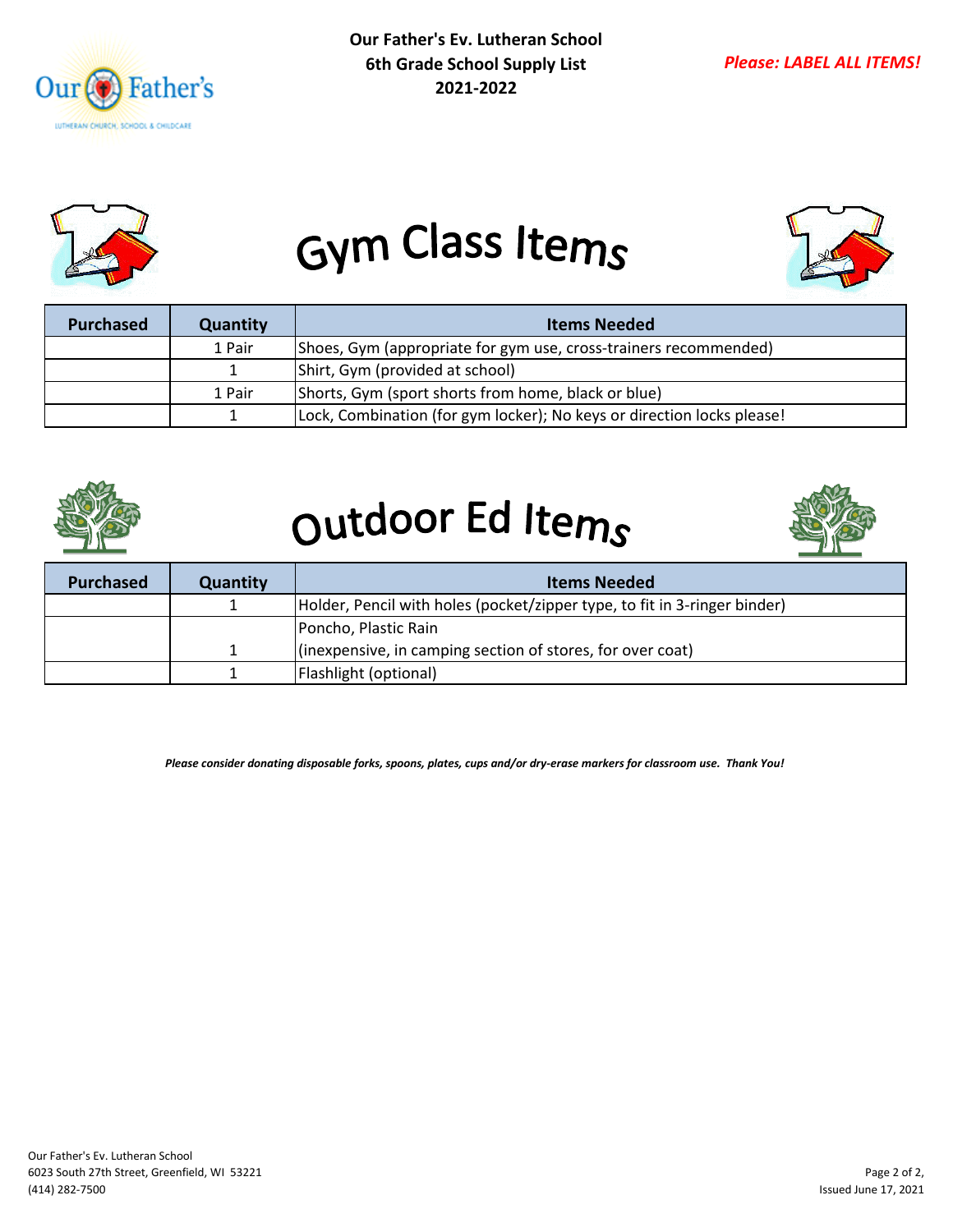**Our Father's Ev. Lutheran School**
**6th Grade School Supply List**
**2021-2022**

***Please: LABEL ALL ITEMS!***

# Gym Class Items

| Purchased | Quantity | Items Needed |
|---|---|---|
| | 1 Pair | Shoes, Gym (appropriate for gym use, cross-trainers recommended) |
| | 1 | Shirt, Gym (provided at school) |
| | 1 Pair | Shorts, Gym (sport shorts from home, black or blue) |
| | 1 | Lock, Combination (for gym locker); No keys or direction locks please! |

# Outdoor Ed Items

| Purchased | Quantity | Items Needed |
|---|---|---|
| | 1 | Holder, Pencil with holes (pocket/zipper type, to fit in 3-ringer binder) |
| | 1 | Poncho, Plastic Rain (inexpensive, in camping section of stores, for over coat) |
| | 1 | Flashlight (optional) |

***Please consider donating disposable forks, spoons, plates, cups and/or dry-erase markers for classroom use. Thank You!***

Our Father's Ev. Lutheran School
6023 South 27th Street, Greenfield, WI 53221
(414) 282-7500

Issued June 17, 2021